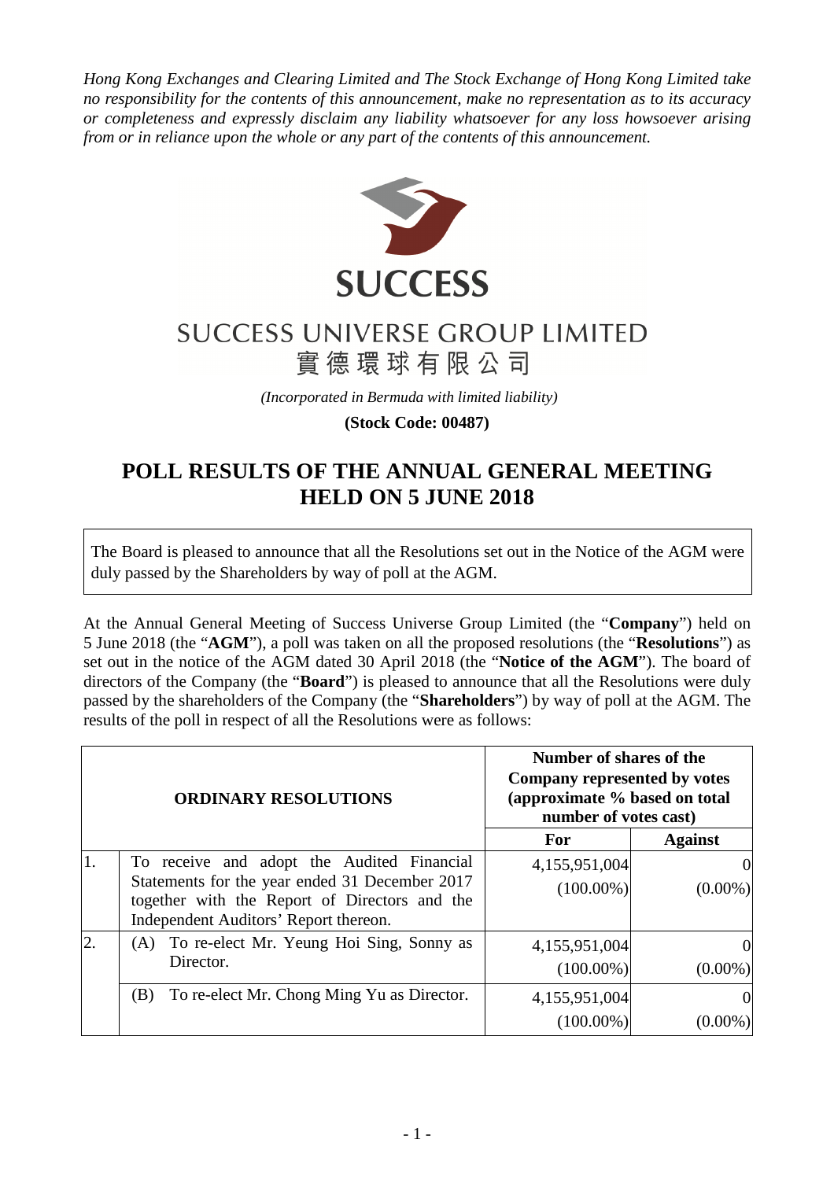*Hong Kong Exchanges and Clearing Limited and The Stock Exchange of Hong Kong Limited take no responsibility for the contents of this announcement, make no representation as to its accuracy or completeness and expressly disclaim any liability whatsoever for any loss howsoever arising from or in reliance upon the whole or any part of the contents of this announcement.*

SUCCESS

SUCCESS UNIVERSE GROUP LIMITED
實德環球有限公司

*(Incorporated in Bermuda with limited liability)*

**(Stock Code: 00487)**

# POLL RESULTS OF THE ANNUAL GENERAL MEETING HELD ON 5 JUNE 2018

The Board is pleased to announce that all the Resolutions set out in the Notice of the AGM were duly passed by the Shareholders by way of poll at the AGM.

At the Annual General Meeting of Success Universe Group Limited (the "**Company**") held on 5 June 2018 (the "**AGM**"), a poll was taken on all the proposed resolutions (the "**Resolutions**") as set out in the notice of the AGM dated 30 April 2018 (the "**Notice of the AGM**"). The board of directors of the Company (the "**Board**") is pleased to announce that all the Resolutions were duly passed by the shareholders of the Company (the "**Shareholders**") by way of poll at the AGM. The results of the poll in respect of all the Resolutions were as follows:

| | **ORDINARY RESOLUTIONS** | **Number of shares of the Company represented by votes (approximate % based on total number of votes cast)** | |
|---|---|---|---|
| | | **For** | **Against** |
| 1. | To receive and adopt the Audited Financial Statements for the year ended 31 December 2017 together with the Report of Directors and the Independent Auditors' Report thereon. | 4,155,951,004 (100.00%) | 0 (0.00%) |
| 2. | (A) To re-elect Mr. Yeung Hoi Sing, Sonny as Director. | 4,155,951,004 (100.00%) | 0 (0.00%) |
| | (B) To re-elect Mr. Chong Ming Yu as Director. | 4,155,951,004 (100.00%) | 0 (0.00%) |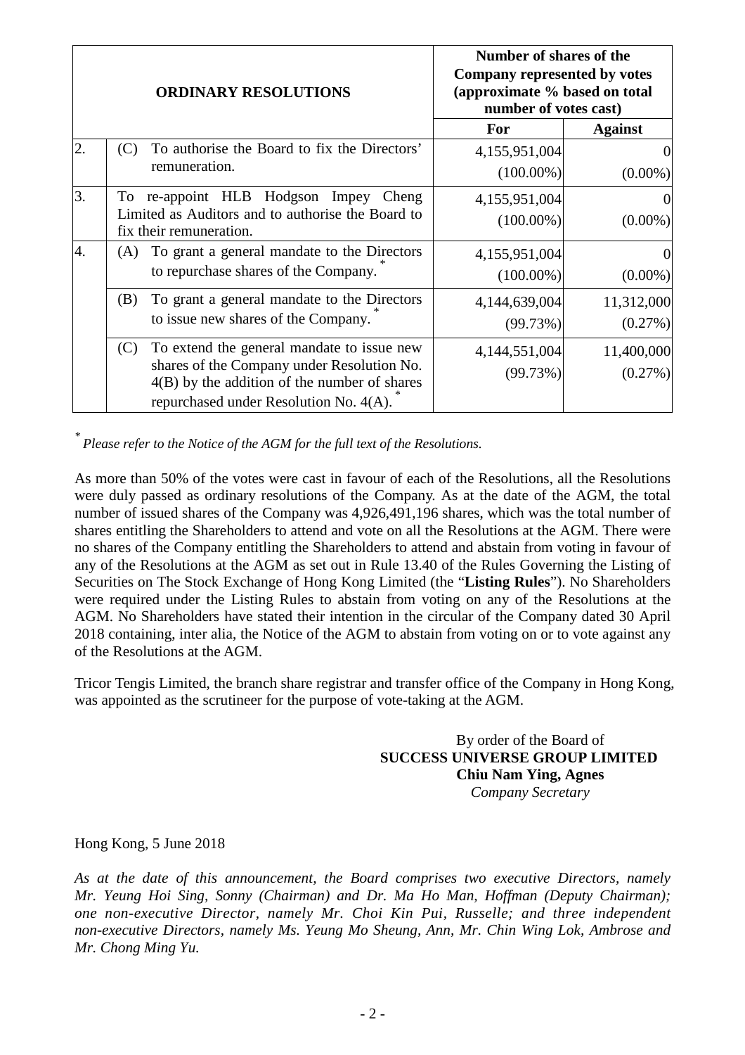| | | ORDINARY RESOLUTIONS | Number of shares of the Company represented by votes (approximate % based on total number of votes cast) | |
|---|---|---|---|---|
| | | | For | Against |
| 2. | (C) | To authorise the Board to fix the Directors' remuneration. | 4,155,951,004 (100.00%) | 0 (0.00%) |
| 3. | | To re-appoint HLB Hodgson Impey Cheng Limited as Auditors and to authorise the Board to fix their remuneration. | 4,155,951,004 (100.00%) | 0 (0.00%) |
| 4. | (A) | To grant a general mandate to the Directors to repurchase shares of the Company.* | 4,155,951,004 (100.00%) | 0 (0.00%) |
| | (B) | To grant a general mandate to the Directors to issue new shares of the Company.* | 4,144,639,004 (99.73%) | 11,312,000 (0.27%) |
| | (C) | To extend the general mandate to issue new shares of the Company under Resolution No. 4(B) by the addition of the number of shares repurchased under Resolution No. 4(A).* | 4,144,551,004 (99.73%) | 11,400,000 (0.27%) |

\* *Please refer to the Notice of the AGM for the full text of the Resolutions.*

As more than 50% of the votes were cast in favour of each of the Resolutions, all the Resolutions were duly passed as ordinary resolutions of the Company. As at the date of the AGM, the total number of issued shares of the Company was 4,926,491,196 shares, which was the total number of shares entitling the Shareholders to attend and vote on all the Resolutions at the AGM. There were no shares of the Company entitling the Shareholders to attend and abstain from voting in favour of any of the Resolutions at the AGM as set out in Rule 13.40 of the Rules Governing the Listing of Securities on The Stock Exchange of Hong Kong Limited (the "**Listing Rules**"). No Shareholders were required under the Listing Rules to abstain from voting on any of the Resolutions at the AGM. No Shareholders have stated their intention in the circular of the Company dated 30 April 2018 containing, inter alia, the Notice of the AGM to abstain from voting on or to vote against any of the Resolutions at the AGM.

Tricor Tengis Limited, the branch share registrar and transfer office of the Company in Hong Kong, was appointed as the scrutineer for the purpose of vote-taking at the AGM.

By order of the Board of
**SUCCESS UNIVERSE GROUP LIMITED**
**Chiu Nam Ying, Agnes**
*Company Secretary*

Hong Kong, 5 June 2018

*As at the date of this announcement, the Board comprises two executive Directors, namely Mr. Yeung Hoi Sing, Sonny (Chairman) and Dr. Ma Ho Man, Hoffman (Deputy Chairman); one non-executive Director, namely Mr. Choi Kin Pui, Russelle; and three independent non-executive Directors, namely Ms. Yeung Mo Sheung, Ann, Mr. Chin Wing Lok, Ambrose and Mr. Chong Ming Yu.*